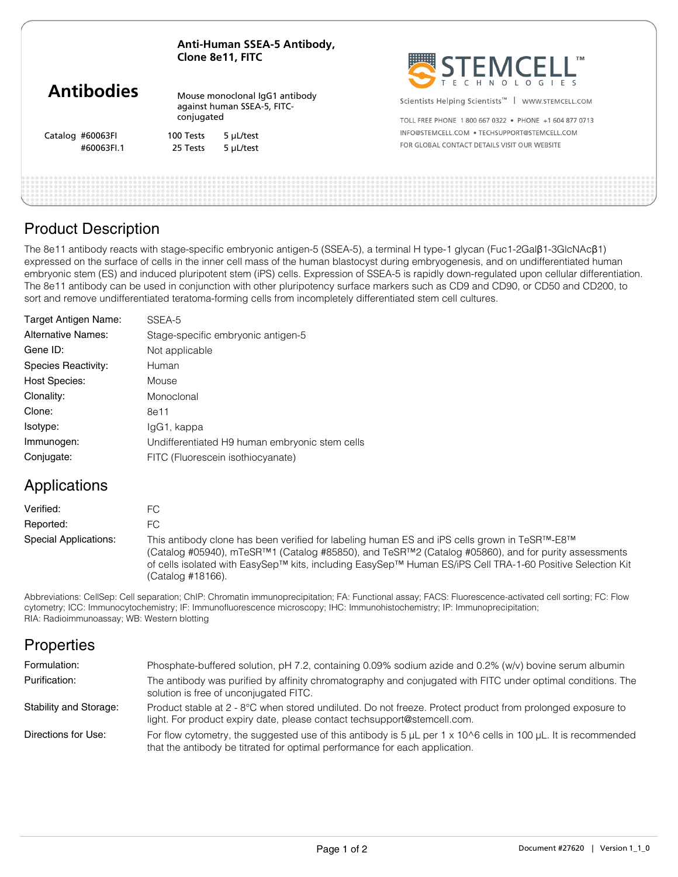# Antibodies

**Anti-Human SSEA-5 Antibody, Clone 8e11, FITC**

Mouse monoclonal IgG1 antibody against human SSEA-5, FITC-conjugated

| Catalog | | |
|---|---|---|
| #60063FI | 100 Tests | 5 µL/test |
| #60063FI.1 | 25 Tests | 5 µL/test |

STEMCELL™ TECHNOLOGIES

Scientists Helping Scientists™ | WWW.STEMCELL.COM

TOLL FREE PHONE 1 800 667 0322 • PHONE +1 604 877 0713

INFO@STEMCELL.COM • TECHSUPPORT@STEMCELL.COM

FOR GLOBAL CONTACT DETAILS VISIT OUR WEBSITE

## Product Description

The 8e11 antibody reacts with stage-specific embryonic antigen-5 (SSEA-5), a terminal H type-1 glycan (Fuc1-2Galβ1-3GlcNAcβ1) expressed on the surface of cells in the inner cell mass of the human blastocyst during embryogenesis, and on undifferentiated human embryonic stem (ES) and induced pluripotent stem (iPS) cells. Expression of SSEA-5 is rapidly down-regulated upon cellular differentiation. The 8e11 antibody can be used in conjunction with other pluripotency surface markers such as CD9 and CD90, or CD50 and CD200, to sort and remove undifferentiated teratoma-forming cells from incompletely differentiated stem cell cultures.

| | |
|---|---|
| Target Antigen Name: | SSEA-5 |
| Alternative Names: | Stage-specific embryonic antigen-5 |
| Gene ID: | Not applicable |
| Species Reactivity: | Human |
| Host Species: | Mouse |
| Clonality: | Monoclonal |
| Clone: | 8e11 |
| Isotype: | IgG1, kappa |
| Immunogen: | Undifferentiated H9 human embryonic stem cells |
| Conjugate: | FITC (Fluorescein isothiocyanate) |

## Applications

| | |
|---|---|
| Verified: | FC |
| Reported: | FC |
| Special Applications: | This antibody clone has been verified for labeling human ES and iPS cells grown in TeSR™-E8™ (Catalog #05940), mTeSR™1 (Catalog #85850), and TeSR™2 (Catalog #05860), and for purity assessments of cells isolated with EasySep™ kits, including EasySep™ Human ES/iPS Cell TRA-1-60 Positive Selection Kit (Catalog #18166). |

Abbreviations: CellSep: Cell separation; ChIP: Chromatin immunoprecipitation; FA: Functional assay; FACS: Fluorescence-activated cell sorting; FC: Flow cytometry; ICC: Immunocytochemistry; IF: Immunofluorescence microscopy; IHC: Immunohistochemistry; IP: Immunoprecipitation; RIA: Radioimmunoassay; WB: Western blotting

## Properties

| | |
|---|---|
| Formulation: | Phosphate-buffered solution, pH 7.2, containing 0.09% sodium azide and 0.2% (w/v) bovine serum albumin |
| Purification: | The antibody was purified by affinity chromatography and conjugated with FITC under optimal conditions. The solution is free of unconjugated FITC. |
| Stability and Storage: | Product stable at 2 - 8°C when stored undiluted. Do not freeze. Protect product from prolonged exposure to light. For product expiry date, please contact techsupport@stemcell.com. |
| Directions for Use: | For flow cytometry, the suggested use of this antibody is 5 µL per 1 x 10^6 cells in 100 µL. It is recommended that the antibody be titrated for optimal performance for each application. |

Document #27620 | Version 1_1_0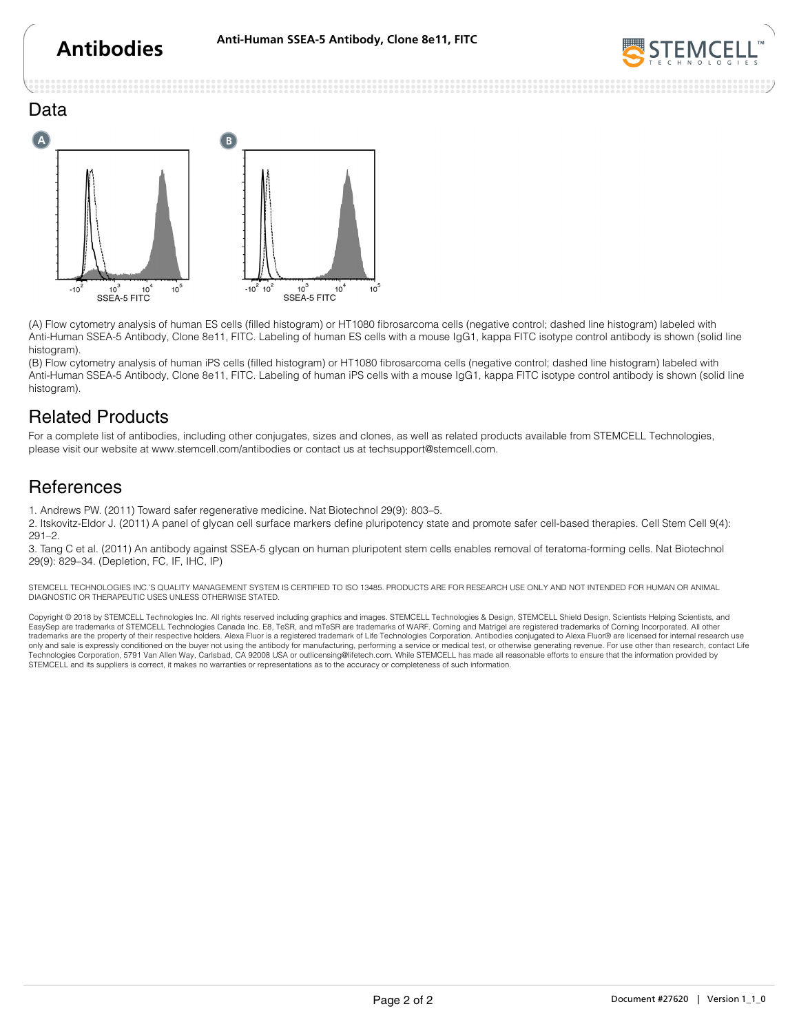## Data

A

$-10^2$ $10^2$ $10^3$ $10^4$ $10^5$
SSEA-5 FITC

B

$-10^2$ $10^2$ $10^3$ $10^4$ $10^5$
SSEA-5 FITC

(A) Flow cytometry analysis of human ES cells (filled histogram) or HT1080 fibrosarcoma cells (negative control; dashed line histogram) labeled with Anti-Human SSEA-5 Antibody, Clone 8e11, FITC. Labeling of human ES cells with a mouse IgG1, kappa FITC isotype control antibody is shown (solid line histogram).

(B) Flow cytometry analysis of human iPS cells (filled histogram) or HT1080 fibrosarcoma cells (negative control; dashed line histogram) labeled with Anti-Human SSEA-5 Antibody, Clone 8e11, FITC. Labeling of human iPS cells with a mouse IgG1, kappa FITC isotype control antibody is shown (solid line histogram).

## Related Products

For a complete list of antibodies, including other conjugates, sizes and clones, as well as related products available from STEMCELL Technologies, please visit our website at www.stemcell.com/antibodies or contact us at techsupport@stemcell.com.

## References

1. Andrews PW. (2011) Toward safer regenerative medicine. Nat Biotechnol 29(9): 803–5.
2. Itskovitz-Eldor J. (2011) A panel of glycan cell surface markers define pluripotency state and promote safer cell-based therapies. Cell Stem Cell 9(4): 291–2.
3. Tang C et al. (2011) An antibody against SSEA-5 glycan on human pluripotent stem cells enables removal of teratoma-forming cells. Nat Biotechnol 29(9): 829–34. (Depletion, FC, IF, IHC, IP)

STEMCELL TECHNOLOGIES INC.'S QUALITY MANAGEMENT SYSTEM IS CERTIFIED TO ISO 13485. PRODUCTS ARE FOR RESEARCH USE ONLY AND NOT INTENDED FOR HUMAN OR ANIMAL DIAGNOSTIC OR THERAPEUTIC USES UNLESS OTHERWISE STATED.

Copyright © 2018 by STEMCELL Technologies Inc. All rights reserved including graphics and images. STEMCELL Technologies & Design, STEMCELL Shield Design, Scientists Helping Scientists, and EasySep are trademarks of STEMCELL Technologies Canada Inc. E8, TeSR, and mTeSR are trademarks of WARF. Corning and Matrigel are registered trademarks of Corning Incorporated. All other trademarks are the property of their respective holders. Alexa Fluor is a registered trademark of Life Technologies Corporation. Antibodies conjugated to Alexa Fluor® are licensed for internal research use only and sale is expressly conditioned on the buyer not using the antibody for manufacturing, performing a service or medical test, or otherwise generating revenue. For use other than research, contact Life Technologies Corporation, 5791 Van Allen Way, Carlsbad, CA 92008 USA or outlicensing@lifetech.com. While STEMCELL has made all reasonable efforts to ensure that the information provided by STEMCELL and its suppliers is correct, it makes no warranties or representations as to the accuracy or completeness of such information.